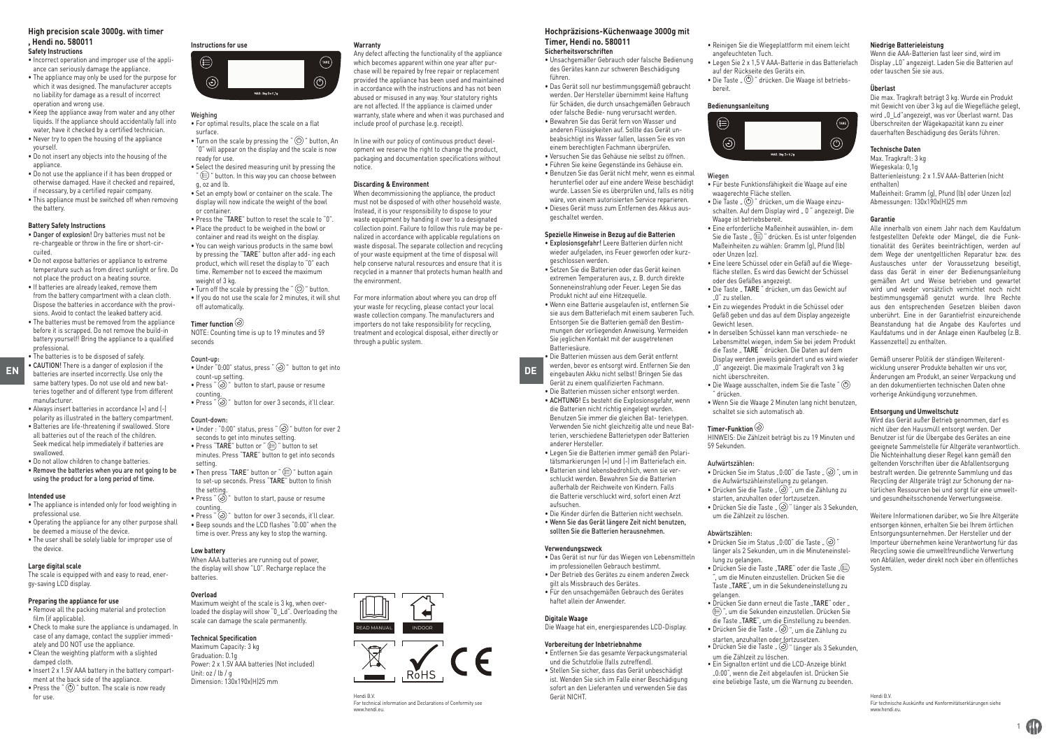# High precision scale 3000g. with timer , Hendi no. 580011

### Safety Instructions

- Incorrect operation and improper use of the appliance can seriously damage the appliance.
- The appliance may only be used for the purpose for which it was designed. The manufacturer accepts no liability for damage as a result of incorrect operation and wrong use.
- Keep the appliance away from water and any other liquids. If the appliance should accidentally fall into water, have it checked by a certified technician.
- Never try to open the housing of the appliance yourself.
- Do not insert any objects into the housing of the appliance.
- Do not use the appliance if it has been dropped or otherwise damaged. Have it checked and repaired, if necessary, by a certified repair company.
- This appliance must be switched off when removing the battery.

### Battery Safety Instructions

- **Danger of explosion!** Dry batteries must not be re-chargeable or throw in the fire or short-circuited.
- Do not expose batteries or appliance to extreme temperature such as from direct sunlight or fire. Do not place the product on a heating source.
- If batteries are already leaked, remove them from the battery compartment with a clean cloth. Dispose the batteries in accordance with the provisions. Avoid to contact the leaked battery acid.
- The batteries must be removed from the appliance before it is scrapped. Do not remove the build-in battery yourself! Bring the appliance to a qualified professional.
- The batteries is to be disposed of safely.
- **CAUTION!** There is a danger of explosion if the batteries are inserted incorrectly. Use only the same battery types. Do not use old and new batteries together and of different type from different manufacturer.
- Always insert batteries in accordance (+) and (-) polarity as illustrated in the battery compartment.
- Batteries are life-threatening if swallowed. Store all batteries out of the reach of the children. Seek medical help immediately if batteries are swallowed.
- Do not allow children to change batteries.
- **Remove the batteries when you are not going to be using the product for a long period of time.**

### Intended use

- The appliance is intended only for food weighting in professional use.
- Operating the appliance for any other purpose shall be deemed a misuse of the device.
- The user shall be solely liable for improper use of the device.

### Large digital scale

The scale is equipped with and easy to read, energy-saving LCD display.

### Preparing the appliance for use

- Remove all the packing material and protection film (if applicable).
- Check to make sure the appliance is undamaged. In case of any damage, contact the supplier immediately and DO NOT use the appliance.
- Clean the weighting platform with a slighted damped cloth.
- Insert 2 x 1.5V AAA battery in the battery compartment at the back side of the appliance.
- Press the " (⏻) " button. The scale is now ready for use.

### Instructions for use

TARE
MAX: 3kg D= 0,1g

### Weighing

- For optimal results, place the scale on a flat surface.
- Turn on the scale by pressing the " (⏻) " button, An "0" will appear on the display and the scale is now ready for use.
- Select the desired measuring unit by pressing the " (☰) " button. In this way you can choose between g, oz and lb.
- Set an empty bowl or container on the scale. The display will now indicate the weight of the bowl or container.
- Press the "**TARE**" button to reset the scale to "0".
- Place the product to be weighed in the bowl or container and read its weight on the display.
- You can weigh various products in the same bowl by pressing the "**TARE**" button after add- ing each product, which will reset the display to "0" each time. Remember not to exceed the maximum weight of 3 kg.
- Turn off the scale by pressing the " (⏻) " button.
- If you do not use the scale for 2 minutes, it will shut off automatically.

### Timer function

NOTE: Counting time is up to 19 minutes and 59 seconds

#### Count-up:

- Under "0:00" status, press " (⏱) " button to get into count-up setting.
- Press " (⏱) " button to start, pause or resume counting.
- Press " (⏱) " button for over 3 seconds, it'll clear.

#### Count-down:

- Under : "0:00" status, press " (⏱) " button for over 2 seconds to get into minutes setting.
- Press "**TARE**" button or " (☰) " button to set minutes. Press "**TARE**" button to get into seconds setting.
- Then press "**TARE**" button or " (☰) " button again to set-up seconds. Press "**TARE**" button to finish the setting.
- Press " (⏱) " button to start, pause or resume counting.
- Press " (⏱) " button for over 3 seconds, it'll clear.
- Beep sounds and the LCD flashes "0:00" when the time is over. Press any key to stop the warning.

### Low battery

When AAA batteries are running out of power, the display will show "LO". Recharge replace the batteries.

### Overload

Maximum weight of the scale is 3 kg, when overloaded the display will show "0_Ld". Overloading the scale can damage the scale permanently.

### Technical Specification

Maximum Capacity: 3 kg
Graduation: 0.1g
Power: 2 x 1.5V AAA batteries (Not included)
Unit: oz / lb / g
Dimension: 130x190x(H)25 mm

### Warranty

Any defect affecting the functionality of the appliance which becomes apparent within one year after purchase will be repaired by free repair or replacement provided the appliance has been used and maintained in accordance with the instructions and has not been abused or misused in any way. Your statutory rights are not affected. If the appliance is claimed under warranty, state where and when it was purchased and include proof of purchase (e.g. receipt).

In line with our policy of continuous product development we reserve the right to change the product, packaging and documentation specifications without notice.

### Discarding & Environment

When decommissioning the appliance, the product must not be disposed of with other household waste. Instead, it is your responsibility to dispose to your waste equipment by handing it over to a designated collection point. Failure to follow this rule may be penalized in accordance with applicable regulations on waste disposal. The separate collection and recycling of your waste equipment at the time of disposal will help conserve natural resources and ensure that it is recycled in a manner that protects human health and the environment.

For more information about where you can drop off your waste for recycling, please contact your local waste collection company. The manufacturers and importers do not take responsibility for recycling, treatment and ecological disposal, either directly or through a public system.

READ MANUAL INDOOR RoHS CE

Hendi B.V.
For technical information and Declarations of Conformity see www.hendi.eu.

# Hochpräzisions-Küchenwaage 3000g mit Timer, Hendi no. 580011

### Sicherheitsvorschriften

- Unsachgemäßer Gebrauch oder falsche Bedienung des Gerätes kann zur schweren Beschädigung führen.
- Das Gerät soll nur bestimmungsgemäß gebraucht werden. Der Hersteller übernimmt keine Haftung für Schäden, die durch unsachgemäßen Gebrauch oder falsche Bedie- nung verursacht werden.
- Bewahren Sie das Gerät fern von Wasser und anderen Flüssigkeiten auf. Sollte das Gerät unbeabsichtigt ins Wasser fallen, lassen Sie es von einem berechtigten Fachmann überprüfen.
- Versuchen Sie das Gehäuse nie selbst zu öffnen.
- Führen Sie keine Gegenstände ins Gehäuse ein.
- Benutzen Sie das Gerät nicht mehr, wenn es einmal heruntergefallen ist oder auf eine andere Weise beschädigt wurde. Lassen Sie es überprüfen und, falls es nötig wäre, von einem autorisierten Service reparieren.
- Dieses Gerät muss zum Entfernen des Akkus ausgeschaltet werden.

### Spezielle Hinweise in Bezug auf die Batterien

- **Explosionsgefahr!** Leere Batterien dürfen nicht wieder aufgeladen, ins Feuer geworfen oder kurzgeschlossen werden.
- Setzen Sie die Batterien oder das Gerät keinen extremen Temperaturen aus, z. B. durch direkte Sonneneinstrahlung oder Feuer. Legen Sie das Produkt nicht auf eine Hitzequelle.
- Wenn eine Batterie ausgelaufen ist, entfernen Sie sie aus dem Batteriefach mit einem sauberen Tuch. Entsorgen Sie die Batterien gemäß den Bestimmungen der vorliegenden Anweisung. Vermeiden Sie jeglichen Kontakt mit der ausgetretenen Batteriesäure.
- Die Batterien müssen aus dem Gerät entfernt werden, bevor es entsorgt wird. Entfernen Sie den eingebauten Akku nicht selbst! Bringen Sie das Gerät zu einem qualifizierten Fachmann.
- Die Batterien müssen sicher entsorgt werden.
- **ACHTUNG!** Es besteht die Explosionsgefahr, wenn die Batterien nicht richtig eingelegt wurden. Benutzen Sie immer die gleichen Bat- terietypen. Verwenden Sie nicht gleichzeitig alte und neue Batterien, verschiedene Batterietypen oder Batterien anderer Hersteller.
- Legen Sie die Batterien immer gemäß den Polaritätsmarkierungen (+) und (-) im Batteriefach ein.
- Batterien sind lebensbedrohlich, wenn sie verschluckt werden. Bewahren Sie die Batterien außerhalb der Reichweite von Kindern. Falls die Batterie verschluckt wird, sofort einen Arzt aufsuchen.
- Die Kinder dürfen die Batterien nicht wechseln.
- **Wenn Sie das Gerät längere Zeit nicht benutzen, sollten Sie die Batterien herausnehmen.**

### Verwendungszweck

- Das Gerät ist nur für das Wiegen von Lebensmitteln im professionellen Gebrauch bestimmt.
- Der Betrieb des Gerätes zu einem anderen Zweck gilt als Missbrauch des Gerätes.
- Für den unsachgemäßen Gebrauch des Gerätes haftet allein der Anwender.

### Digitale Waage

Die Waage hat ein, energiesparendes LCD-Display.

### Vorbereitung der Inbetriebnahme

- Entfernen Sie das gesamte Verpackungsmaterial und die Schutzfolie (falls zutreffend).
- Stellen Sie sicher, dass das Gerät unbeschädigt ist. Wenden Sie sich im Falle einer Beschädigung sofort an den Lieferanten und verwenden Sie das Gerät NICHT.
- Reinigen Sie die Wiegeplattform mit einem leicht angefeuchteten Tuch.
- Legen Sie 2 x 1,5 V AAA-Batterie in das Batteriefach auf der Rückseite des Geräts ein.
- Die Taste „ (⏻) " drücken. Die Waage ist betriebsbereit.

### Bedienungsanleitung

TARE
MAX: 3kg D= 0,1g

### Wiegen

- Für beste Funktionsfähigkeit die Waage auf eine waagerechte Fläche stellen.
- Die Taste „ (⏻) " drücken, um die Waage einzuschalten. Auf dem Display wird „ 0 " angezeigt. Die Waage ist betriebsbereit.
- Eine erforderliche Maßeinheit auswählen, in- dem Sie die Taste „ (☰) " drücken. Es ist unter folgenden Maßeinheiten zu wählen: Gramm (g), Pfund (lb) oder Unzen (oz).
- Eine leere Schüssel oder ein Gefäß auf die Wiegefläche stellen. Es wird das Gewicht der Schüssel oder des Gefäßes angezeigt.
- Die Taste „ **TARE** " drücken, um das Gewicht auf „0" zu stellen.
- Ein zu wiegendes Produkt in die Schüssel oder Gefäß geben und das auf dem Display angezeigte Gewicht lesen.
- In derselben Schüssel kann man verschiede- ne Lebensmittel wiegen, indem Sie bei jedem Produkt die Taste „ **TARE** " drücken. Die Daten auf dem Display werden jeweils geändert und es wird wieder „0" angezeigt. Die maximale Tragkraft von 3 kg nicht überschreiten.
- Die Waage ausschalten, indem Sie die Taste " (⏻) " drücken.
- Wenn Sie die Waage 2 Minuten lang nicht benutzen, schaltet sie sich automatisch ab.

### Timer-Funktion

HINWEIS: Die Zählzeit beträgt bis zu 19 Minuten und 59 Sekunden.

#### Aufwärtszählen:

- Drücken Sie im Status „0:00" die Taste „ (⏱) ", um in die Aufwärtszähleinstellung zu gelangen.
- Drücken Sie die Taste „ (⏱) ", um die Zählung zu starten, anzuhalten oder fortzusetzen.
- Drücken Sie die Taste „ (⏱) " länger als 3 Sekunden, um die Zählzeit zu löschen.

#### Abwärtszählen:

- Drücken Sie im Status „0:00" die Taste „ (⏱) " länger als 2 Sekunden, um in die Minuteneinstellung zu gelangen.
- Drücken Sie die Taste „**TARE**" oder die Taste „(☰) ", um die Minuten einzustellen. Drücken Sie die Taste „**TARE**", um in die Sekundeneinstellung zu gelangen.
- Drücken Sie dann erneut die Taste „**TARE**" oder „ (☰) ", um die Sekunden einzustellen. Drücken Sie die Taste „**TARE**", um die Einstellung zu beenden.
- Drücken Sie die Taste „ (⏱) ", um die Zählung zu starten, anzuhalten oder fortzusetzen.
- Drücken Sie die Taste „ (⏱) " länger als 3 Sekunden, um die Zählzeit zu löschen.
- Ein Signalton ertönt und die LCD-Anzeige blinkt „0:00", wenn die Zeit abgelaufen ist. Drücken Sie eine beliebige Taste, um die Warnung zu beenden.

### Niedrige Batterieleistung

Wenn die AAA-Batterien fast leer sind, wird im Display „LO" angezeigt. Laden Sie die Batterien auf oder tauschen Sie sie aus.

### Überlast

Die max. Tragkraft beträgt 3 kg. Wurde ein Produkt mit Gewicht von über 3 kg auf die Wiegefläche gelegt, wird „0_Ld"angezeigt, was vor Überlast warnt. Das Überschreiten der Wägekapazität kann zu einer dauerhaften Beschädigung des Geräts führen.

### Technische Daten

Max. Tragkraft: 3 kg
Wiegeskala: 0,1g
Batterieleistung: 2 x 1.5V AAA-Batterien (nicht enthalten)
Maßeinheit: Gramm (g), Pfund (lb) oder Unzen (oz)
Abmessungen: 130x190x(H)25 mm

### Garantie

Alle innerhalb von einem Jahr nach dem Kaufdatum festgestellten Defekte oder Mängel, die die Funktionalität des Gerätes beeinträchtigen, werden auf dem Wege der unentgeltlichen Reparatur bzw. des Austausches unter der Voraussetzung beseitigt, dass das Gerät in einer der Bedienungsanleitung gemäßen Art und Weise betrieben und gewartet wird und weder vorsätzlich vernichtet noch nicht bestimmungsgemäß genutzt wurde. Ihre Rechte aus den entsprechenden Gesetzen bleiben davon unberührt. Eine in der Garantiefrist einzureichende Beanstandung hat die Angabe des Kaufortes und Kaufdatums und in der Anlage einen Kaufbeleg (z.B. Kassenzettel) zu enthalten.

Gemäß unserer Politik der ständigen Weiterentwicklung unserer Produkte behalten wir uns vor, Änderungen am Produkt, an seiner Verpackung und an den dokumentierten technischen Daten ohne vorherige Ankündigung vorzunehmen.

### Entsorgung und Umweltschutz

Wird das Gerät außer Betrieb genommen, darf es nicht über den Hausmüll entsorgt werden. Der Benutzer ist für die Übergabe des Gerätes an eine geeignete Sammelstelle für Altgeräte verantwortlich. Die Nichteinhaltung dieser Regel kann gemäß den geltenden Vorschriften über die Abfallentsorgung bestraft werden. Die getrennte Sammlung und das Recycling der Altgeräte trägt zur Schonung der natürlichen Ressourcen bei und sorgt für eine umwelt- und gesundheitsschonende Verwertungsweise.

Weitere Informationen darüber, wo Ihre Altgeräte entsorgen können, erhalten Sie bei Ihrem örtlichen Entsorgungsunternehmen. Der Hersteller und der Importeur übernehmen keine Verantwortung für das Recycling sowie die umweltfreundliche Verwertung von Abfällen, weder direkt noch über ein öffentliches System.

Hendi B.V.
Für technische Auskünfte und Konformitätserklärungen siehe www.hendi.eu.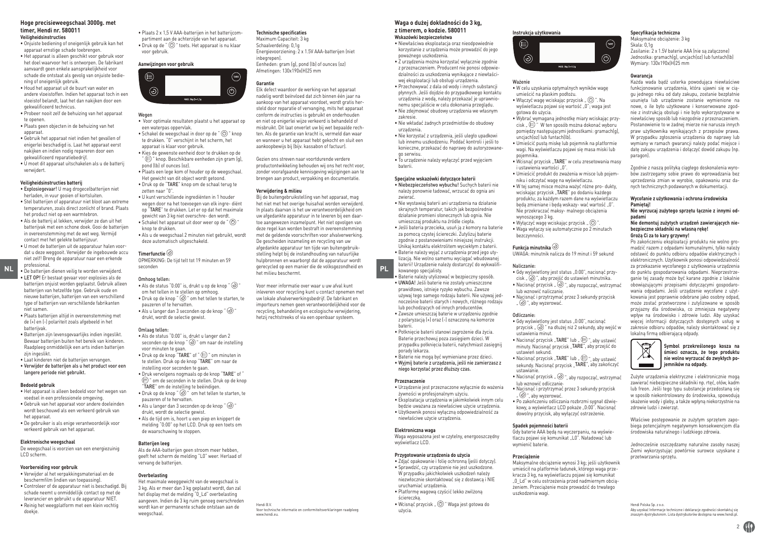# Hoge precisieweegschaal 3000g. met timer, Hendi nr. 580011

### Veiligheidsinstructies

- Onjuiste bediening of oneigenlijk gebruik kan het apparaat ernstige schade toebrengen.
- Het apparaat is alleen geschikt voor gebruik voor het doel waarvoor het is ontworpen. De fabrikant aanvaardt geen enkele aansprakelijkheid voor schade die ontstaat als gevolg van onjuiste bediening of oneigenlijk gebruik.
- Houd het apparaat uit de buurt van water en andere vloeistoffen. Indien het apparaat toch in een vloeistof belandt, laat het dan nakijken door een gekwalificeerd technicus.
- Probeer nooit zelf de behuizing van het apparaat te openen.
- Plaats geen objecten in de behuizing van het apparaat.
- Gebruik het apparaat niet indien het gevallen of enigerlei beschadigd is. Laat het apparaat eerst nakijken en indien nodig repareren door een gekwalificeerd reparatiebedrijf.
- U moet dit apparaat uitschakelen als u de batterij verwijdert.

### Veiligheidsinstructies batterij

- **Explosiegevaar!** U mag drogecelbatterijen niet herladen, in vuur gooien of kortsluiten.
- Stel batterijen of apparatuur niet bloot aan extreme temperaturen, zoals direct zonlicht of brand. Plaats het product niet op een warmtebron.
- Als de batterij al lekken, verwijder ze dan uit het batterijvak met een schone doek. Gooi de batterijen in overeenstemming met de wet weg. Vermijd contact met het gelekte batterijzuur.
- U moet de batterijen uit de apparatuur halen voordat u deze weggooit. Verwijder de ingebouwde accu niet zelf! Breng de apparatuur naar een erkende professional.
- De batterijen dienen veilig te worden verwijderd.
- **LET OP!** Er bestaat gevaar voor explosies als de batterijen onjuist worden geplaatst. Gebruik alleen batterijen van hetzelfde type. Gebruik oude en nieuwe batterijen, batterijen van een verschillend type of batterijen van verschillende fabrikanten niet samen.
- Plaats batterijen altijd in overeenstemming met de (+) en (-) polariteit zoals afgebeeld in het batterijvak.
- Batterijen zijn levensgevaarlijks indien ingeslikt. Bewaar batterijen buiten het bereik van kinderen. Raadpleeg onmiddellijk een arts indien batterijen zijn ingeslikt.
- Laat kinderen niet de batterijen vervangen.
- **Verwijder de batterijen als u het product voor een langere periode niet gebruikt.**

### Bedoeld gebruik

- Het apparaat is alleen bedoeld voor het wegen van voedsel in een professionele omgeving.
- Gebruik van het apparaat voor andere doeleinden wordt beschouwd als een verkeerd gebruik van het apparaat.
- De gebruiker is als enige verantwoordelijk voor verkeerd gebruik van het apparaat.

### Elektronische weegschaal

De weegschaal is voorzien van een energiezuinig LCD scherm.

### Voorbereiding voor gebruik

- Verwijder al het verpakkingsmateriaal en de beschermfilm (indien van toepassing).
- Controleer of de apparatuur niet is beschadigd. Bij schade neemt u onmiddellijk contact op met de leverancier en gebruikt u de apparatuur NIET.
- Reinig het weegplatform met een klein vochtig doekje.
- Plaats 2 x 1,5 V AAA-batterijen in het batterijcompartiment aan de achterzijde van het apparaat.
- Druk op de " ⏻ " toets. Het apparaat is nu klaar voor gebruik.

### Aanwijzingen voor gebruik

### Wegen

- Voor optimale resultaten plaatst u het apparaat op een waterpas oppervlak.
- Schakel de weegschaal in door op de " ⏻ " knop te drukken. "0" verschijnt in het scherm, het apparaat is klaar voor gebruik.
- Kies de gewenste eenheid door te drukken op de " ☰ " knop. Beschikbare eenheden zijn gram (g), pond (lb) of ounces (oz).
- Plaats een lege kom of houder op de weegschaal. Het gewicht van dit object wordt getoond.
- Druk op de "TARE" knop om de schaal terug te zetten naar "0".
- U kunt verschillende ingrediënten in 1 houder wegen door na het toevoegen van elk ingre- diënt op "TARE" te drukken. Let er op dat het maximale gewicht van 3 kg niet wordt overschre- den wordt.
- Schakel het apparaat uit door weer op de " ⏻ " knop te drukken.
- Als u de weegschaal 2 minuten niet gebruikt, wordt deze automatisch uitgeschakeld.

### Timerfunctie

OPMERKING: De tijd telt tot 19 minuten en 59 seconden

### Omhoog tellen:

- Als de status "0:00" is, drukt u op de knop " ◷ " om het tellen in te stellen op omhoog.
- Druk op de knop " ◷ " om het tellen te starten, te pauzeren of te hervatten.
- Als u langer dan 3 seconden op de knop " ◷ " drukt, wordt de selectie gewist.

### Omlaag tellen:

- Als de status "0:00" is, drukt u langer dan 2 seconden op de knop " ◷ " om naar de instelling voor minuten te gaan.
- Druk op de knop "TARE" of " ☰ " om minuten in te stellen. Druk op de knop "TARE" om naar de instelling voor seconden te gaan.
- Druk vervolgens nogmaals op de knop "TARE" of " ☰ " om de seconden in te stellen. Druk op de knop "TARE" om de instelling te beëindigen.
- Druk op de knop " ◷ " om het tellen te starten, te pauzeren of te hervatten.
- Als u langer dan 3 seconden op de knop " ◷ " drukt, wordt de selectie gewist.
- Als de tijd om is, hoort u een piep en knippert de melding "0:00" op het LCD. Druk op een toets om de waarschuwing te stoppen.

### Batterijen leeg

Als de AAA-batterijen geen stroom meer hebben, geeft het scherm de melding "LO" weer. Herlaad of vervang de batterijen.

### Overbelasting

Het maximale weeggewicht van de weegschaal is 3 kg. Als er meer dan 3 kg geplaatst wordt, dan zal het display met de melding "0_Ld" overbelasting aangeven. Indien de 3 kg ruim genoeg overschreden wordt kan er permanente schade ontstaan aan de weegschaal.

### Technische specificaties

Maximum Capaciteit: 3 kg
Schaalverdeling: 0,1g
Energievoorziening: 2 x 1.5V AAA-batterijen (niet inbegrepen).
Eenheden: gram (g), pond (lb) of ounces (oz)
Afmetingen: 130x190x(H)25 mm

### Garantie

Elk defect waardoor de werking van het apparaat nadelig wordt beïnvloed dat zich binnen één jaar na aankoop van het apparaat voordoet, wordt gratis hersteld door reparatie of vervanging, mits het apparaat conform de instructies is gebruikt en onderhouden en niet op enigerlei wijze verkeerd is behandeld of misbruikt. Dit laat onverlet uw bij wet bepaalde rechten. Als de garantie van kracht is, vermeld dan waar en wanneer u het apparaat hebt gekocht en sluit een aankoopbewijs bij (bijv. kassabon of factuur).

Gezien ons streven naar voortdurende verdere productontwikkeling behouden wij ons het recht voor, zonder voorafgaande kennisgeving wijzigingen aan te brengen aan product, verpakking en documentatie.

### Verwijdering & milieu

Bij de buitengebruikstelling van het apparaat, mag het niet met het overige huisafval worden verwijderd. In plaats daarvan is het uw verantwoordelijkheid om uw afgedankte apparatuur in te leveren bij een daartoe aangewezen inzamelpunt. Het niet opvolgen van deze regel kan worden bestraft in overeenstemming met de geldende voorschriften voor afvalverwerking. De gescheiden inzameling en recycling van uw afgedankte apparatuur ten tijde van buitengebruikstelling helpt bij de instandhouding van natuurlijke hulpbronnen en waarborgt dat de apparatuur wordt gerecycled op een manier die de volksgezondheid en het milieu beschermt.

Voor meer informatie over waar u uw afval kunt inleveren voor recycling kunt u contact opnemen met uw lokale afvalverwerkingsbedrijf. De fabrikant en importeurs nemen geen verantwoordelijkheid voor de recycling, behandeling en ecologische verwijdering, hetzij rechtstreeks of via een openbaar systeem.

Hendi B.V.
Voor technische informatie en conformiteitsverklaringen raadpleeg www.hendi.eu.

# Waga o dużej dokładności do 3 kg, z timerem, o kodzie. 580011

### Wskazówki bezpieczeństwa

- Niewłaściwa eksploatacja oraz nieodpowiednie korzystanie z urządzenia może doprowadzić do jego poważnego uszkodzenia.
- Z urządzenia można korzystać wyłącznie zgodnie z przeznaczeniem. Producent nie ponosi odpowiedzialności za uszkodzenia wynikające z niewłaściwej eksploatacji lub obsługi urządzenia.
- Przechowywać z dala od wody i innych substancji płynnych. Jeśli dojdzie do przypadkowego kontaktu urządzenia z wodą, należy przekazać je uprawnionemu specjaliście w celu dokonania przeglądu.
- Nie zdejmować obudowy urządzenia we własnym zakresie.
- Nie wkładać żadnych przedmiotów do obudowy urządzenia.
- Nie korzystać z urządzenia, jeśli uległo upadkowi lub innemu uszkodzeniu. Poddać kontroli i jeśli to konieczne, przekazać do naprawy do autoryzowanego serwisu.
- To urządzenie należy wyłączyć przed wyjęciem baterii.

### Specjalne wskazówki dotyczące baterii

- **Niebezpieczeństwo wybuchu!** Suchych baterii nie należy ponownie ładować, wrzucać do ognia ani zwierać.
- Nie wystawiaj baterii ani urządzenia na działanie skrajnych temperatur, takich jak bezpośrednie działanie promieni słonecznych lub ognia. Nie umieszczaj produktu na źródle ciepła.
- Jeśli bateria przecieka, usuń ją z komory na baterie za pomocą czystej ściereczki. Zutylizuj baterie zgodnie z postanowieniami niniejszej instrukcji. Unikaj kontaktu elektrolitem wyciekłym z baterii.
- Baterie należy wyjąć z urządzenia przed jego utylizacją. Nie wolno samemu wyciągać wbudowanej baterii! Urządzenie należy dostarczyć do wykwalifikowanego specjalisty.
- Baterie należy utylizować we bezpieczny sposób.
- **UWAGA!** Jeśli baterie nie zostały umieszczone prawidłowo, istnieje ryzyko wybuchu. Zawsze używaj tego samego rodzaju baterii. Nie używaj jednocześnie baterii starych i nowych, różnego rodzaju lub pochodzących od innych producentów.
- Zawsze umieszczaj baterie w urządzeniu zgodnie z polaryzacją (+) oraz (-) oznaczoną na komorze baterii.
- Połknięcie baterii stanowi zagrożenie dla życia. Baterie przechowuj poza zasięgiem dzieci. W przypadku połknięcia baterii, natychmiast zasięgnij porady lekarza.
- Baterie nie mogą być wymieniane przez dzieci.
- **Wyjmij baterie z urządzenia, jeśli nie zamierzasz z niego korzystać przez dłuższy czas.**

### Przeznaczenie

- Urządzenie jest przeznaczone wyłącznie do ważenia żywności w profesjonalnym użyciu.
- Eksploatacja urządzenia w jakimkolwiek innym celu będzie uważana za niewłaściwe użycie urządzenia.
- Użytkownik ponosi wyłączną odpowiedzialność za niewłaściwe użycie urządzenia.

### Elektroniczna waga

Waga wyposażona jest w czytelny, energooszczędny wyświetlacz LCD.

### Przygotowanie urządzenia do użycia

- Zdjąć opakowanie i folię ochronną (jeśli dotyczy).
- Sprawdzić, czy urządzenie nie jest uszkodzone. W przypadku jakichkolwiek uszkodzeń należy niezwłocznie skontaktować się z dostawcą i NIE uruchamiać urządzenia.
- Platformę wagową czyścić lekko zwilżoną ściereczką.
- Wcisnąć przycisk „ ⏻ " Waga jest gotowa do użycia.

### Instrukcja użytkowania

### Ważenie

- W celu uzyskania optymalnych wyników wagę umieścić na płaskim podłożu.
- Włączyć wagę wciskając przycisk „ ⏻ ". Na wyświetlaczu pojawi się wartość „0"; waga jest gotowa do użycia.
- Wybrać wymaganą jednostkę miary wciskając przycisk „ ☰ " W ten sposób można dokonać wyboru pomiędzy następującymi jednostkami: gramach(g), uncjach(oz) lub funtach(lb).
- Umieścić pustą miskę lub pojemnik na platformie wagi. Na wyświetlaczu pojawi się masa miski lub pojemnika.
- Wcisnąć przycisk „TARE" w celu zresetowania masy i ustawienia wartości „0".
- Umieścić produkt do ważenia w misce lub pojemniku i odczytać wagę na wyświetlaczu.
- W tej samej misce można ważyć różne pro- dukty, wciskając przycisk „TARE" po dodaniu każdego produktu; za każdym razem dane na wyświetlaczu będą zmieniane i będą wskazy- wać wartość „0". Nie przekraczać maksy- malnego obciążenia wynoszącego 3 kg.
- Wyłączyć wagę wciskając przycisk „ ⏻ ".
- Waga wyłączy się automatycznie po 2 minutach bezczynności.

### Funkcja minutnika

UWAGA: minutnik nalicza do 19 minut i 59 sekund

### Naliczanie:

- Gdy wyświetlony jest status „0:00", nacisnąć przycisk „ ◷ ", aby przejść do ustawień minutnika.
- Nacisnąć przycisk „ ◷ ", aby rozpocząć, wstrzymać lub wznowić naliczanie.
- Nacisnąć i przytrzymać przez 3 sekundy przycisk „ ◷ ", aby wyzerować.

### Odliczanie:

- Gdy wyświetlony jest status „0:00", nacisnąć przycisk „ ◷ " na dłużej niż 2 sekundy, aby wejść w ustawienia minut.
- Nacisnąć przycisk „TARE" lub „ ☰ ", aby ustawić minuty. Nacisnąć przycisk „TARE", aby przejść do ustawień sekund.
- Nacisnąć przycisk „TARE" lub „ ☰ ", aby ustawić sekundy. Nacisnąć przycisk „TARE", aby zakończyć ustawianie.
- Nacisnąć przycisk „ ◷ ", aby rozpocząć, wstrzymać lub wznowić odliczanie.
- Nacisnąć i przytrzymać przez 3 sekundy przycisk „ ◷ ", aby wyzerować.
- Po zakończeniu odliczania rozbrzmi sygnał dźwiękowy, a wyświetlacz LCD pokaże „0:00". Nacisnąć dowolny przycisk, aby wyłączyć ostrzeżenie.

### Spadek pojemności baterii

Gdy baterie AAA będą na wyczerpaniu, na wyświetlaczu pojawi się komunikat „LO". Naładować lub wymienić baterie.

### Przeciążenie

Maksymalne obciążenie wynosi 3 kg; jeśli użytkownik umieści na platformie ładunek, którego waga przekracza 3 kg, na wyświetlaczu pojawi się komunikat „0_Ld" w celu ostrzeżenia przed nadmiernym obciążeniem. Przeciążenie może prowadzić do trwałego uszkodzenia wagi.

### Specyfikacja techniczna

Maksymalne obciążenie: 3 kg
Skala: 0,1g
Zasilanie: 2 x 1.5V baterie AAA (nie są załączone)
Jednostka: gramach(g), uncjach(oz) lub funtach(lb)
Wymiary: 130x190x(H)25 mm

### Gwarancja

Każda wada bądź usterka powodująca niewłaściwe funkcjonowanie urządzenia, która ujawni się w ciągu jednego roku od daty zakupu, zostanie bezpłatnie usunięta lub urządzenie zostanie wymienione na nowe, o ile było użytkowane i konserwowane zgodnie z instrukcją obsługi i nie było wykorzystywane w niewłaściwy sposób lub niezgodnie z przeznaczeniem. Postanowienie to w żadnej mierze nie narusza innych praw użytkownika wynikających z przepisów prawa. W przypadku zgłoszenia urządzenia do naprawy lub wymiany w ramach gwarancji należy podać miejsce i datę zakupu urządzenia i dołączyć dowód zakupu (np. paragon).

Zgodnie z naszą polityką ciągłego doskonalenia wyrobów zastrzegamy sobie prawo do wprowadzania bez uprzedzenia zmian w wyrobie, opakowaniu oraz danych technicznych podawanych w dokumentacji.

### Wycofanie z użytkowania i ochrona środowiska

**Pamiętaj!**

**Nie wyrzucaj zużytego sprzętu łącznie z innymi odpadami**

**Nie demontuj zużytych urządzeń zawierających niebezpieczne składniki na własną rękę!**

**Grożą Ci za to kary grzywny!**

Po zakończeniu eksploatacji produktu nie wolno gromadzić razem z odpadami komunalnymi, tylko należy odstawić do punktu odbioru odpadów elektrycznych i elektronicznych. Użytkownik ponosi odpowiedzialność za przekazanie wycofanego z użytkowania urządzenia do punktu gospodarowania odpadami. Nieprzestrzeganie tej zasady może być karane zgodnie z lokalnie obowiązującymi przepisami dotyczącymi gospodarowania odpadami. Jeśli urządzenie wycofane z użytkowania jest poprawnie odebrane jako osobny odpad, może zostać przetworzone i zutylizowane w sposób przyjazny dla środowiska, co zmniejsza negatywny wpływ na środowisko i zdrowie ludzi. Aby uzyskać więcej informacji dotyczących dostępnych usług w zakresie odbioru odpadów, należy skontaktować się z lokalną firmą odbierającą odpady.

**Symbol przekreślonego kosza na śmieci oznacza, że tego produktu nie wolno wyrzucać do zwykłych pojemników na odpady.**

Zużyte urządzenia elektryczne i elektroniczne mogą zawierać niebezpieczne składniki np. rtęć, ołów, kadm lub freon. Jeśli tego typu substancje przedostaną się w sposób niekontrolowany do środowiska, spowodują skażenie wody i gleby, a także wpłyną niekorzystnie na zdrowie ludzi i zwierząt.

Właściwe postępowanie ze zużytym sprzętem zapobiega potencjalnym negatywnym konsekwencjom dla środowiska naturalnego i ludzkiego zdrowia.

Jednocześnie oszczędzamy naturalne zasoby naszej Ziemi wykorzystując powtórnie surowce uzyskane z przetwarzania sprzętu.

Hendi Polska Sp. z o.o.
Aby uzyskać Informacje techniczne i deklaracje zgodności skontaktuj się znaszym dystrybutorem. Lista dystrybutorów dostępna na www.hendi.pl.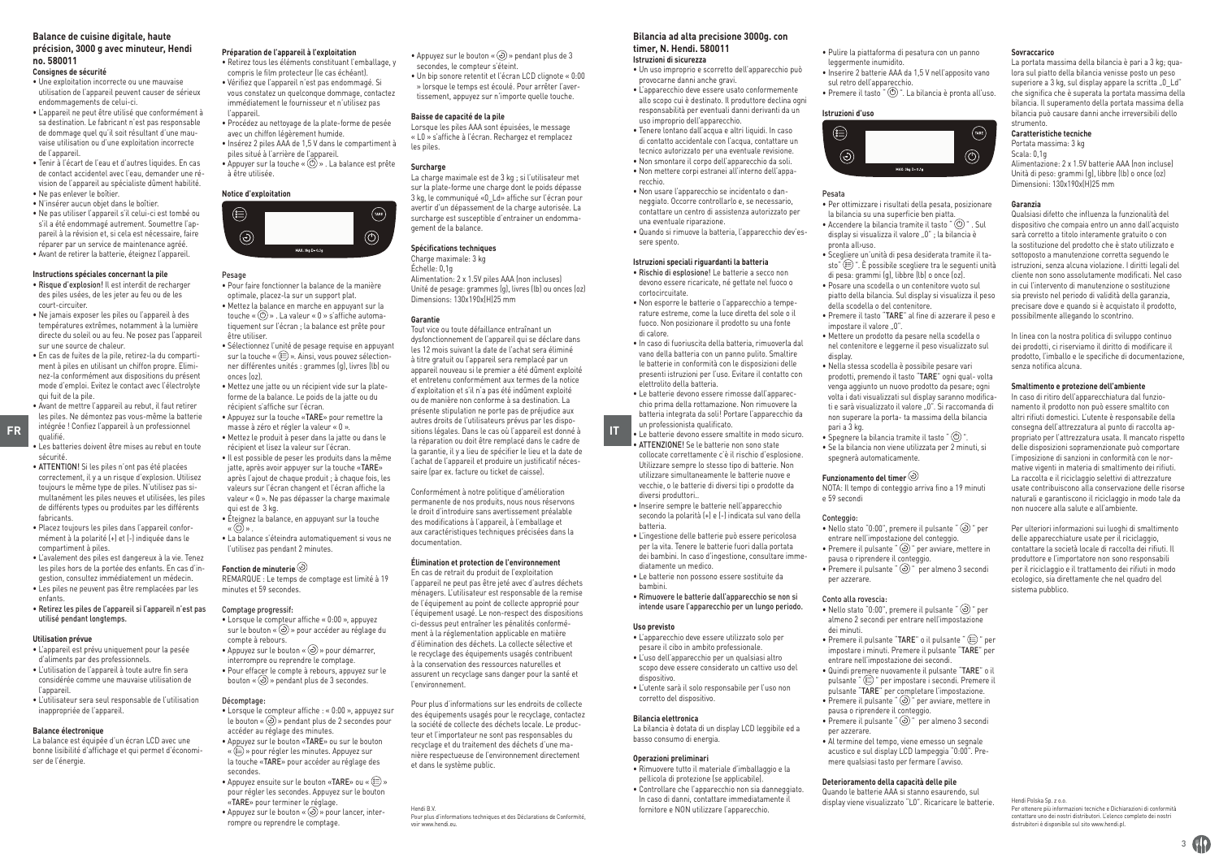## Balance de cuisine digitale, haute précision, 3000 g avec minuteur, Hendi no. 580011

### Consignes de sécurité

- Une exploitation incorrecte ou une mauvaise utilisation de l'appareil peuvent causer de sérieux endommagements de celui-ci.
- L'appareil ne peut être utilisé que conformément à sa destination. Le fabricant n'est pas responsable de dommage quel qu'il soit résultant d'une mauvaise utilisation ou d'une exploitation incorrecte de l'appareil.
- Tenir à l'écart de l'eau et d'autres liquides. En cas de contact accidentel avec l'eau, demander une révision de l'appareil au spécialiste dûment habilité.
- Ne pas enlever le boîtier.
- N'insérer aucun objet dans le boîtier.
- Ne pas utiliser l'appareil s'il celui-ci est tombé ou s'il a été endommagé autrement. Soumettre l'appareil à la révision et, si cela est nécessaire, faire réparer par un service de maintenance agréé.
- Avant de retirer la batterie, éteignez l'appareil.

### Instructions spéciales concernant la pile

- **Risque d'explosion!** Il est interdit de recharger des piles usées, de les jeter au feu ou de les court-circuiter.
- Ne jamais exposer les piles ou l'appareil à des températures extrêmes, notamment à la lumière directe du soleil ou au feu. Ne posez pas l'appareil sur une source de chaleur.
- En cas de fuites de la pile, retirez-la du compartiment à piles en utilisant un chiffon propre. Eliminez-la conformément aux dispositions du présent mode d'emploi. Evitez le contact avec l'électrolyte qui fuit de la pile.
- Avant de mettre l'appareil au rebut, il faut retirer les piles. Ne démontez pas vous-même la batterie intégrée ! Confiez l'appareil à un professionnel qualifié.
- Les batteries doivent être mises au rebut en toute sécurité.
- **ATTENTION!** Si les piles n'ont pas été placées correctement, il y a un risque d'explosion. Utilisez toujours le même type de piles. N'utilisez pas simultanément les piles neuves et utilisées, les piles de différents types ou produites par les différents fabricants.
- Placez toujours les piles dans l'appareil conformément à la polarité (+) et (-) indiquée dans le compartiment à piles.
- L'avalement des piles est dangereux à la vie. Tenez les piles hors de la portée des enfants. En cas d'ingestion, consultez immédiatement un médecin.
- Les piles ne peuvent pas être remplacées par les enfants.
- **Retirez les piles de l'appareil si l'appareil n'est pas utilisé pendant longtemps.**

### Utilisation prévue

- L'appareil est prévu uniquement pour la pesée d'aliments par des professionnels.
- L'utilisation de l'appareil à toute autre fin sera considérée comme une mauvaise utilisation de l'appareil.
- L'utilisateur sera seul responsable de l'utilisation inappropriée de l'appareil.

### Balance électronique

La balance est équipée d'un écran LCD avec une bonne lisibilité d'affichage et qui permet d'économiser de l'énergie.

### Préparation de l'appareil à l'exploitation

- Retirez tous les éléments constituant l'emballage, y compris le film protecteur (le cas échéant).
- Vérifiez que l'appareil n'est pas endommagé. Si vous constatez un quelconque dommage, contactez immédiatement le fournisseur et n'utilisez pas l'appareil.
- Procédez au nettoyage de la plate-forme de pesée avec un chiffon légèrement humide.
- Insérez 2 piles AAA de 1,5 V dans le compartiment à piles situé à l'arrière de l'appareil.
- Appuyer sur la touche « ⏻ » . La balance est prête à être utilisée.

### Notice d'exploitation

MAX.:3kg D=0,1g

### Pesage

- Pour faire fonctionner la balance de la manière optimale, placez-la sur un support plat.
- Mettez la balance en marche en appuyant sur la touche « ⏻ » . La valeur « 0 » s'affiche automatiquement sur l'écran ; la balance est prête pour être utiliser.
- Sélectionnez l'unité de pesage requise en appuyant sur la touche « ☰ ». Ainsi, vous pouvez sélectionner différentes unités : grammes (g), livres (lb) ou onces (oz).
- Mettez une jatte ou un récipient vide sur la plate-forme de la balance. Le poids de la jatte ou du récipient s'affiche sur l'écran.
- Appuyez sur la touche «TARE» pour remettre la masse à zéro et régler la valeur « 0 ».
- Mettez le produit à peser dans la jatte ou dans le récipient et lisez la valeur sur l'écran.
- Il est possible de peser les produits dans la même jatte, après avoir appuyer sur la touche «TARE» après l'ajout de chaque produit ; à chaque fois, les valeurs sur l'écran changent et l'écran affiche la valeur « 0 ». Ne pas dépasser la charge maximale qui est de 3 kg.
- Éteignez la balance, en appuyant sur la touche « ⏻ » .
- La balance s'éteindra automatiquement si vous ne l'utilisez pas pendant 2 minutes.

### Fonction de minuterie

REMARQUE : Le temps de comptage est limité à 19 minutes et 59 secondes.

#### Comptage progressif:

- Lorsque le compteur affiche « 0:00 », appuyez sur le bouton « ⏲ » pour accéder au réglage du compte à rebours.
- Appuyez sur le bouton « ⏲ » pour démarrer, interrompre ou reprendre le comptage.
- Pour effacer le compte à rebours, appuyez sur le bouton « ⏲ » pendant plus de 3 secondes.

#### Décomptage:

- Lorsque le compteur affiche : « 0:00 », appuyez sur le bouton « ⏲ » pendant plus de 2 secondes pour accéder au réglage des minutes.
- Appuyez sur le bouton «TARE» ou sur le bouton « ☰ » pour régler les minutes. Appuyez sur la touche «TARE» pour accéder au réglage des secondes.
- Appuyez ensuite sur le bouton «TARE» ou « ☰ » pour régler les secondes. Appuyez sur le bouton «TARE» pour terminer le réglage.
- Appuyez sur le bouton « ⏲ » pour lancer, interrompre ou reprendre le comptage.
- Appuyez sur le bouton « ⏲ » pendant plus de 3 secondes, le compteur s'éteint.
- Un bip sonore retentit et l'écran LCD clignote « 0:00 » lorsque le temps est écoulé. Pour arrêter l'avertissement, appuyez sur n'importe quelle touche.

### Baisse de capacité de la pile

Lorsque les piles AAA sont épuisées, le message « L0 » s'affiche à l'écran. Rechargez et remplacez les piles.

### Surcharge

La charge maximale est de 3 kg ; si l'utilisateur met sur la plate-forme une charge dont le poids dépasse 3 kg, le communiqué «0_Ld» affiche sur l'écran pour avertir d'un dépassement de la charge autorisée. La surcharge est susceptible d'entraîner un endommagement de la balance.

### Spécifications techniques

Charge maximale: 3 kg
Échelle: 0,1g
Alimentation: 2 x 1.5V piles AAA (non incluses)
Unité de pesage: grammes (g), livres (lb) ou onces (oz)
Dimensions: 130x190x(H)25 mm

### Garantie

Tout vice ou toute défaillance entraînant un dysfonctionnement de l'appareil qui se déclare dans les 12 mois suivant la date de l'achat sera éliminé à titre gratuit ou l'appareil sera remplacé par un appareil nouveau si le premier a été dûment exploité et entretenu conformément aux termes de la notice d'exploitation et s'il n'a pas été indûment exploité ou de manière non conforme à sa destination. La présente stipulation ne porte pas de préjudice aux autres droits de l'utilisateurs prévus par les dispositions légales. Dans le cas où l'appareil est donné à la réparation ou doit être remplacé dans le cadre de la garantie, il y a lieu de spécifier le lieu et la date de l'achat de l'appareil et produire un justificatif nécessaire (par ex. facture ou ticket de caisse).

Conformément à notre politique d'amélioration permanente de nos produits, nous nous réservons le droit d'introduire sans avertissement préalable des modifications à l'appareil, à l'emballage et aux caractéristiques techniques précisées dans la documentation.

### Élimination et protection de l'environnement

En cas de retrait du produit de l'exploitation l'appareil ne peut pas être jeté avec d'autres déchets ménagers. L'utilisateur est responsable de la remise de l'équipement au point de collecte approprié pour l'équipement usagé. Le non-respect des dispositions ci-dessus peut entraîner les pénalités conformément à la réglementation applicable en matière d'élimination des déchets. La collecte sélective et le recyclage des équipements usagés contribuent à la conservation des ressources naturelles et assurent un recyclage sans danger pour la santé et l'environnement.

Pour plus d'informations sur les endroits de collecte des équipements usagés pour le recyclage, contactez la société de collecte des déchets locale. Le producteur et l'importateur ne sont pas responsables du recyclage et du traitement des déchets d'une manière respectueuse de l'environnement directement et dans le système public.

Hendi B.V.
Pour plus d'informations techniques et des Déclarations de Conformité, voir www.hendi.eu.

## Bilancia ad alta precisione 3000g. con timer, N. Hendi. 580011

### Istruzioni di sicurezza

- Un uso improprio e scorretto dell'apparecchio può provocarne danni anche gravi.
- L'apparecchio deve essere usato conformemente allo scopo cui è destinato. Il produttore declina ogni responsabilità per eventuali danni derivanti da un uso improprio dell'apparecchio.
- Tenere lontano dall'acqua e altri liquidi. In caso di contatto accidentale con l'acqua, contattare un tecnico autorizzato per una eventuale revisione.
- Non smontare il corpo dell'apparecchio da soli.
- Non mettere corpi estranei all'interno dell'apparecchio.
- Non usare l'apparecchio se incidentato o danneggiato. Occorre controllarlo e, se necessario, contattare un centro di assistenza autorizzato per una eventuale riparazione.
- Quando si rimuove la batteria, l'apparecchio dev'essere spento.

### Istruzioni speciali riguardanti la batteria

- **Rischio di esplosione!** Le batterie a secco non devono essere ricaricate, né gettate nel fuoco o cortocircuitate.
- Non esporre le batterie o l'apparecchio a temperature estreme, come la luce diretta del sole o il fuoco. Non posizionare il prodotto su una fonte di calore.
- In caso di fuoriuscita della batteria, rimuoverla dal vano della batteria con un panno pulito. Smaltire le batterie in conformità con le disposizioni delle presenti istruzioni per l'uso. Evitare il contatto con elettrolito della batteria.
- Le batterie devono essere rimosse dall'apparecchio prima della rottamazione. Non rimuovere la batteria integrata da soli! Portare l'apparecchio da un professionista qualificato.
- Le batterie devono essere smaltite in modo sicuro.
- **ATTENZIONE!** Se le batterie non sono state collocate correttamente c'è il rischio d'esplosione. Utilizzare sempre lo stesso tipo di batterie. Non utilizzare simultaneamente le batterie nuove e vecchie, o le batterie di diversi tipi o prodotte da diversi produttori..
- Inserire sempre le batterie nell'apparecchio secondo la polarità (+) e (-) indicata sul vano della batteria.
- L'ingestione delle batterie può essere pericolosa per la vita. Tenere le batterie fuori dalla portata dei bambini. In caso d'ingestione, consultare immediatamente un medico.
- Le batterie non possono essere sostituite da bambini.
- **Rimuovere le batterie dall'apparecchio se non si intende usare l'apparecchio per un lungo periodo.**

### Uso previsto

- L'apparecchio deve essere utilizzato solo per pesare il cibo in ambito professionale.
- L'uso dell'apparecchio per un qualsiasi altro scopo deve essere considerato un cattivo uso del dispositivo.
- L'utente sarà il solo responsabile per l'uso non corretto del dispositivo.

### Bilancia elettronica

La bilancia è dotata di un display LCD leggibile ed a basso consumo di energia.

### Operazioni preliminari

- Rimuovere tutto il materiale d'imballaggio e la pellicola di protezione (se applicabile).
- Controllare che l'apparecchio non sia danneggiato. In caso di danni, contattare immediatamente il fornitore e NON utilizzare l'apparecchio.
- Pulire la piattaforma di pesatura con un panno leggermente inumidito.
- Inserire 2 batterie AAA da 1,5 V nell'apposito vano sul retro dell'apparecchio.
- Premere il tasto " ⏻ ". La bilancia è pronta all'uso.

### Istruzioni d'uso

MAX.:3kg D=0,1g

### Pesata

- Per ottimizzare i risultati della pesata, posizionare la bilancia su una superficie ben piatta.
- Accendere la bilancia tramite il tasto " ⏻ ". Sul display si visualizza il valore „0" ; la bilancia è pronta all›uso.
- Scegliere un'unità di pesa desiderata tramite il tasto" ☰ ". È possibile scegliere tra le seguenti unità di pesa: grammi (g), libbre (lb) o once (oz).
- Posare una scodella o un contenitore vuoto sul piatto della bilancia. Sul display si visualizza il peso della scodella o del contenitore.
- Premere il tasto "TARE" al fine di azzerare il peso e impostare il valore „0".
- Mettere un prodotto da pesare nella scodella o nel contenitore e leggere il peso visualizzato sul display.
- Nella stessa scodella è possibile pesare vari prodotti, premendo il tasto "TARE" ogni qual- volta venga aggiunto un nuovo prodotto da pesare; ogni volta i dati visualizzati sul display saranno modificati e sarà visualizzato il valore „0". Si raccomanda di non superare la porta- ta massima della bilancia pari a 3 kg.
- Spegnere la bilancia tramite il tasto " ⏻ ".
- Se la bilancia non viene utilizzata per 2 minuti, si spegnerà automaticamente.

### Funzionamento del timer

NOTA: Il tempo di conteggio arriva fino a 19 minuti e 59 secondi

#### Conteggio:

- Nello stato "0:00", premere il pulsante " ⏲ " per entrare nell'impostazione del conteggio.
- Premere il pulsante " ⏲ " per avviare, mettere in pausa o riprendere il conteggio.
- Premere il pulsante " ⏲ " per almeno 3 secondi per azzerare.

#### Conto alla rovescia:

- Nello stato "0:00", premere il pulsante " ⏲ " per almeno 2 secondi per entrare nell'impostazione dei minuti.
- Premere il pulsante "TARE" o il pulsante " ☰ " per impostare i minuti. Premere il pulsante "TARE" per entrare nell'impostazione dei secondi.
- Quindi premere nuovamente il pulsante "TARE" o il pulsante " ☰ " per impostare i secondi. Premere il pulsante "TARE" per completare l'impostazione.
- Premere il pulsante " ⏲ " per avviare, mettere in pausa o riprendere il conteggio.
- Premere il pulsante " ⏲ " per almeno 3 secondi per azzerare.
- Al termine del tempo, viene emesso un segnale acustico e sul display LCD lampeggia "0:00". Premere qualsiasi tasto per fermare l'avviso.

### Deterioramento della capacità delle pile

Quando le batterie AAA si stanno esaurendo, sul display viene visualizzato "L0". Ricaricare le batterie.

### Sovraccarico

La portata massima della bilancia è pari a 3 kg; qualora sul piatto della bilancia venisse posto un peso superiore a 3 kg, sul display apparire la scritta „0_Ld" che significa che è superata la portata massima della bilancia. Il superamento della portata massima della bilancia può causare danni anche irreversibili dello strumento.

### Caratteristiche tecniche

Portata massima: 3 kg
Scala: 0,1g
Alimentazione: 2 x 1.5V batterie AAA (non incluse)
Unità di peso: grammi (g), libbre (lb) o once (oz)
Dimensioni: 130x190x(H)25 mm

### Garanzia

Qualsiasi difetto che influenza la funzionalità del dispositivo che compaia entro un anno dall'acquisto sarà corretto a titolo interamente gratuito o con la sostituzione del prodotto che è stato utilizzato e sottoposto a manutenzione corretta seguendo le istruzioni, senza alcuna violazione. I diritti legali del cliente non sono assolutamente modificati. Nel caso in cui l'intervento di manutenzione o sostituzione sia previsto nel periodo di validità della garanzia, precisare dove e quando si è acquistato il prodotto, possibilmente allegando lo scontrino.

In linea con la nostra politica di sviluppo continuo dei prodotti, ci riserviamo il diritto di modificare il prodotto, l'imballo e le specifiche di documentazione, senza notifica alcuna.

### Smaltimento e protezione dell'ambiente

In caso di ritiro dell'apparecchiatura dal funzionamento il prodotto non può essere smaltito con altri rifiuti domestici. L'utente è responsabile della consegna dell'attrezzatura al punto di raccolta appropriato per l'attrezzatura usata. Il mancato rispetto delle disposizioni sopramenzionate può comportare l'imposizione di sanzioni in conformità con le normative vigenti in materia di smaltimento dei rifiuti. La raccolta e il riciclaggio selettivi di attrezzature usate contribuiscono alla conservazione delle risorse naturali e garantiscono il riciclaggio in modo tale da non nuocere alla salute e all'ambiente.

Per ulteriori informazioni sui luoghi di smaltimento delle apparecchiature usate per il riciclaggio, contattare la società locale di raccolta dei rifiuti. Il produttore e l'importatore non sono responsabili per il riciclaggio e il trattamento dei rifiuti in modo ecologico, sia direttamente che nel quadro del sistema pubblico.

Hendi Polska Sp. z o.o.
Per ottenere più informazioni tecniche e Dichiarazioni di conformità contattare uno dei nostri distributori. L'elenco completo dei nostri distributori è disponibile sul sito www.hendi.pl.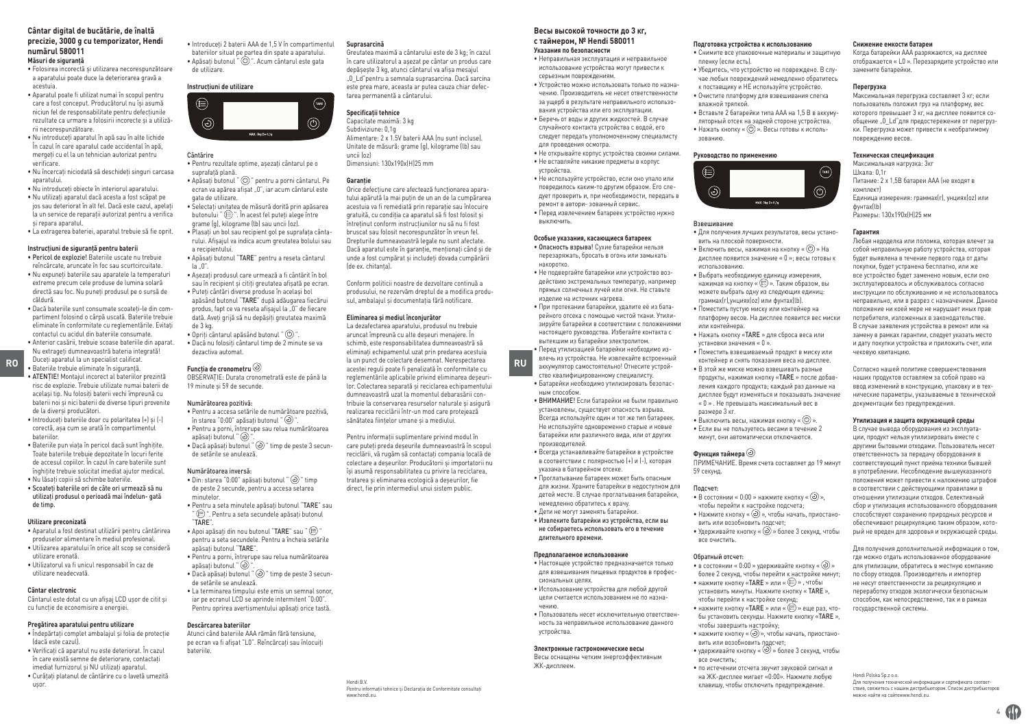## Cântar digital de bucătărie, de înaltă precizie, 3000 g cu temporizator, Hendi numărul 580011

### Măsuri de siguranță

- Folosirea incorectă și utilizarea necorespunzătoare a aparatului poate duce la deteriorarea gravă a acestuia.
- Aparatul poate fi utilizat numai în scopul pentru care a fost conceput. Producătorul nu își asumă niciun fel de responsabilitate pentru defecțiunile rezultate ca urmare a folosirii incorecte și a utilizării necorespunzătoare.
- Nu introduceți aparatul în apă sau în alte lichide În cazul în care aparatul cade accidental în apă, mergeți cu el la un tehnician autorizat pentru verificare.
- Nu încercați niciodată să deschideți singuri carcasa aparatului.
- Nu introduceți obiecte în interiorul aparatului.
- Nu utilizați aparatul dacă acesta a fost scăpat pe jos sau deteriorat în alt fel. Dacă este cazul, apelați la un service de reparații autorizat pentru a verifica și repara aparatul.
- La extragerea bateriei, aparatul trebuie să fie oprit.

### Instrucțiuni de siguranță pentru baterii

- **Pericol de explozie!** Bateriile uscate nu trebuie reîncărcate, aruncate în foc sau scurtcircuitate.
- Nu expuneți bateriile sau aparatele la temperaturi extreme precum cele produse de lumina solară directă sau foc. Nu puneți produsul pe o sursă de căldură.
- Dacă bateriile sunt consumate scoateți-le din compartiment folosind o cârpă uscată. Bateriile trebuie eliminate în conformitate cu reglementările. Evitați contactul cu acidul din bateriile consumate.
- Anterior casării, trebuie scoase bateriile din aparat. Nu extrageți dumneavoastră bateria integrată! Duceți aparatul la un specialist calificat.
- Bateriile trebuie eliminate în siguranță.
- **ATENȚIE!** Montajul incorect al bateriilor prezintă risc de explozie. Trebuie utilizate numai baterii de același tip. Nu folosiți baterii vechi împreună cu baterii noi și nici baterii de diverse tipuri provenite de la diverși producători.
- Introduceți bateriile doar cu polaritatea (+) și (-) corectă, așa cum se arată în compartimentul bateriilor.
- Bateriile pun viața în pericol dacă sunt înghițite. Toate bateriile trebuie depozitate în locuri ferite de accesul copiilor. În cazul în care bateriile sunt înghițite trebuie solicitat imediat ajutor medical.
- Nu lăsați copiii să schimbe bateriile.
- **Scoateți bateriile ori de câte ori urmează să nu utilizați produsul o perioadă mai îndelungată de timp.**

### Utilizare preconizată

- Aparatul a fost destinat utilizării pentru cântărirea produselor alimentare în mediul profesional.
- Utilizarea aparatului în orice alt scop se consideră utilizare eronată.
- Utilizatorul va fi unicul responsabil în caz de utilizare neadecvată.

### Cântar electronic

Cântarul este dotat cu un afișaj LCD ușor de citit și cu funcție de economisire a energiei.

### Pregătirea aparatului pentru utilizare

- Îndepărtați complet ambalajul și folia de protecție (dacă este cazul).
- Verificați că aparatul nu este deteriorat. În cazul în care există semne de deteriorare, contactați imediat furnizorul și NU utilizați aparatul.
- Curățați platanul de cântărire cu o lavetă umezită ușor.
- Introduceți 2 baterii AAA de 1,5 V în compartimentul bateriilor situat pe partea din spate a aparatului.
- Apăsați butonul " ⏻ ". Acum cântarul este gata de utilizare.

### Instrucțiuni de utilizare

### Cântărire

- Pentru rezultate optime, așezați cântarul pe o suprafață plană.
- Apăsați butonul " ⏻ " pentru a porni cântarul. Pe ecran va apărea afișat „0", iar acum cântarul este gata de utilizare.
- Selectați unitatea de măsură dorită prin apăsarea butonului " ☰ ". În acest fel puteți alege între grame (g), kilograme (lb) sau uncii (oz).
- Plasați un bol sau recipient gol pe suprafața cântarului. Afișajul va indica acum greutatea bolului sau a recipientului.
- Apăsați butonul "TARE" pentru a reseta cântarul la „0".
- Așezați produsul care urmează a fi cântărit în bol sau în recipient și citiți greutatea afișată pe ecran.
- Puteți cântări diverse produse în același bol apăsând butonul "TARE" după adăugarea fiecărui produs, fapt ce va reseta afișajul la „0" de fiecare dată. Aveți grijă să nu depășiți greutatea maximă de 3 kg.
- Opriți cântarul apăsând butonul " ⏻ ".
- Dacă nu folosiți cântarul timp de 2 minute se va dezactiva automat.

### Funcția de cronometru

OBSERVAȚIE: Durata cronometrată este de până la 19 minute și 59 de secunde.

#### Numărătoarea pozitivă:

- Pentru a accesa setările de numărătoare pozitivă, în starea "0:00" apăsați butonul " ⏱ ".
- Pentru a porni, întrerupe sau relua numărătoarea apăsați butonul " ⏱ ".
- Dacă apăsați butonul " ⏱ " timp de peste 3 secunde setările se anulează.

#### Numărătoarea inversă:

- Din: starea "0:00" apăsați butonul " ⏱ " timp de peste 2 secunde, pentru a accesa setarea minutelor.
- Pentru a seta minutele apăsați butonul "TARE" sau " ☰ ". Pentru a seta secundele apăsați butonul "TARE".
- Apoi apăsați din nou butonul "TARE" sau " ☰ " pentru a seta secundele. Pentru a încheia setările apăsați butonul "TARE".
- Pentru a porni, întrerupe sau relua numărătoarea apăsați butonul " ⏱ ".
- Dacă apăsați butonul " ⏱ " timp de peste 3 secunde setările se anulează.
- La terminarea timpului este emis un semnal sonor, iar pe ecranul LCD se aprinde intermitent "0:00". Pentru oprirea avertismentului apăsați orice tastă.

### Descărcarea bateriilor

Atunci când bateriile AAA rămân fără tensiune, pe ecran va fi afișat "L0". Reîncărcați sau înlocuiți bateriile.

### Suprasarcină

Greutatea maximă a cântarului este de 3 kg; în cazul în care utilizatorul a așezat pe cântar un produs care depășește 3 kg, atunci cântarul va afișa mesajul „0_Ld"pentru a semnala suprasarcina. Dacă sarcina este prea mare, aceasta ar putea cauza chiar defectarea permanentă a cântarului.

### Specificații tehnice

Capacitate maximă: 3 kg
Subdiviziune: 0,1g
Alimentare: 2 x 1.5V baterii AAA (nu sunt incluse).
Unitate de măsură: grame (g), kilograme (lb) sau uncii (oz)
Dimensiuni: 130x190x(H)25 mm

### Garanție

Orice defecțiune care afectează funcționarea aparatului apărută la mai puțin de un an de la cumpărarea acestuia va fi remediată prin reparație sau înlocuire gratuită, cu condiția ca aparatul să fi fost folosit și întreținut conform instrucțiunilor nu să nu fi fost bruscat sau folosit necorespunzător în vreun fel. Drepturile dumneavoastră legale nu sunt afectate. Dacă aparatul este în garanție, menționați când și de unde a fost cumpărat și includeți dovada cumpărării (de ex. chitanța).

Conform politicii noastre de dezvoltare continuă a produsului, ne rezervăm dreptul de a modifica produsul, ambalajul și documentația fără notificare.

### Eliminarea și mediul înconjurător

La dezafectarea aparatului, produsul nu trebuie aruncat împreună cu alte deșeuri menajere. În schimb, este responsabilitatea dumneavoastră să eliminați echipamentul uzat prin predarea acestuia la un punct de colectare desemnat. Nerespectarea acestei reguli poate fi penalizată în conformitate cu reglementările aplicabile privind eliminarea deșeurilor. Colectarea separată și reciclarea echipamentului dumneavoastră uzat la momentul debarasării contribuie la conservarea resurselor naturale și asigură realizarea reciclării într-un mod care protejează sănătatea ființelor umane și a mediului.

Pentru informații suplimentare privind modul în care puteți preda deșeurile dumneavoastră în scopul reciclării, vă rugăm să contactați compania locală de colectare a deșeurilor. Producătorii și importatorii nu își asumă responsabilitatea cu privire la reciclarea, tratarea și eliminarea ecologică a deșeurilor, fie direct, fie prin intermediul unui sistem public.

Hendi B.V.
Pentru informații tehnice și Declarația de Conformitate consultați www.hendi.eu.

## Весы высокой точности до 3 кг, с таймером, № Hendi 580011

### Указания по безопасности

- Неправильная эксплуатация и неправильное использование устройства могут привести к серьезным повреждениям.
- Устройство можно использовать только по назначению. Производитель не несет ответственности за ущерб в результате неправильного использования устройства или его эксплуатации.
- Беречь от воды и других жидкостей. В случае случайного контакта устройства с водой, его следует передать уполномоченному специалисту для проведения осмотра.
- Не открывайте корпус устройства своими силами.
- Не вставляйте никакие предметы в корпус устройства.
- Не используйте устройство, если оно упало или повредилось каким-то другим образом. Его следует проверить и, при необходимости, передать в ремонт в авторизованный сервис.
- Перед извлечением батареек устройство нужно выключить.

### Особые указания, касающиеся батареек

- **Опасность взрыва!** Сухие батарейки нельзя перезаряжать, бросать в огонь или замыкать накоротко.
- Не подвергайте батарейки или устройство воздействию экстремальных температур, например прямых солнечных лучей или огня. Не ставьте изделие на источник нагрева.
- При протекании батарейки, удалите её из батарейного отсека с помощью чистой ткани. Утилизируйте батарейки в соответствии с положениями настоящего руководства. Избегайте контакта с вытекшим из батарейки электролитом.
- Перед утилизацией батарейки необходимо извлечь из устройства. Не извлекайте встроенный аккумулятор самостоятельно! Отнесите устройство квалифицированному специалисту.
- Батарейки необходимо утилизировать безопасным способом.
- **ВНИМАНИЕ!** Если батарейки не были правильно установлены, существует опасность взрыва. Всегда используйте один и тот же тип батареек. Не используйте одновременно старые и новые батарейки или батарейки различного вида, или от других производителей.
- Всегда устанавливайте батарейки в устройстве в соответствии с полярностью (+) и (-), которая указана в батарейном отсеке.
- Проглатывание батареек может быть опасным для жизни. Храните батарейки в недоступном для детей месте. В случае проглатывания батарейки, немедленно обратитесь к врачу.
- Дети не могут заменять батарейки.
- **Извлеките батарейки из устройства, если вы не собираетесь использовать его в течение длительного времени.**

### Предполагаемое использование

- Настоящее устройство предназначается только для взвешивания пищевых продуктов в профессиональных целях.
- Использование устройства для любой другой цели считается использованием не по назначению.
- Пользователь несет исключительную ответственность за неправильное использование данного устройства.

### Электронные гастрономические весы

Весы оснащены четким энергоэффективным ЖК-дисплеем.

### Подготовка устройства к использованию

- Снимите все упаковочные материалы и защитную пленку (если есть).
- Убедитесь, что устройство не повреждено. В случае любых повреждений немедленно обратитесь к поставщику и НЕ используйте устройство.
- Очистите платформу для взвешивания слегка влажной тряпкой.
- Вставьте 2 батарейки типа AAA на 1,5 В в аккумуляторный отсек на задней стороне устройства.
- Нажать кнопку « ⏻ ». Весы готовы к использованию.

### Руководство по применению

### Взвешивание

- Для получения лучших результатов, весы установить на плоской поверхности.
- Включить весы, нажимая на кнопку « ⏻ » На дисплее появится значение « 0 »; весы готовы к использованию.
- Выбрать необходимую единицу измерения, нажимая на кнопку « ☰ ». Таким образом, вы можете выбрать одну из следующих единиц: граммах(г),унциях(oz) или фунтах(lb).
- Поместить пустую миску или контейнер на платформу весов. На дисплее появится вес миски или контейнера.
- Нажать кнопку «TARE » для сброса веса или установки значения « 0 ».
- Поместить взвешиваемый продукт в миску или контейнер и снять показания веса на дисплее.
- В этой же миске можно взвешивать разные продукты, нажимая кнопку «TARE » после добавления каждого продукта; каждый раз данные на дисплее будут изменяться и показывать значение « 0 » . Не превышать максимальный вес в размере 3 кг.
- Выключить весы, нажимая кнопку « ⏻ ».
- Если вы не пользуетесь весами в течение 2 минут, они автоматически отключаются.

### Функция таймера

ПРИМЕЧАНИЕ. Время счета составляет до 19 минут 59 секунд.

#### Подсчет:

- В состоянии « 0:00 » нажмите кнопку « ⏱ », чтобы перейти к настройке подсчета;
- Нажмите кнопку « ⏱ », чтобы начать, приостановить или возобновить подсчет;
- Удерживайте кнопку « ⏱ » более 3 секунд, чтобы все очистить.

#### Обратный отсчет:

- в состоянии « 0:00 » удерживайте кнопку « ⏱ » более 2 секунд, чтобы перейти к настройке минут;
- нажмите кнопку «TARE » или « ☰ » , чтобы установить минуты. Нажмите кнопку « TARE », чтобы перейти к настройке секунд;
- нажмите кнопку «TARE » или « ☰ » еще раз, чтобы установить секунды. Нажмите кнопку «TARE », чтобы завершить настройку;
- нажмите кнопку « ⏱ », чтобы начать, приостановить или возобновить подсчет;
- удерживайте кнопку « ⏱ » более 3 секунд, чтобы все очистить;
- по истечении отсчета звучит звуковой сигнал и на ЖК-дисплее мигает «0:00». Нажмите любую клавишу, чтобы отключить предупреждение.

### Снижение емкости батареи

Когда батарейки AAA разряжаются, на дисплее отображается « L0 ». Перезарядите устройство или замените батарейки.

### Перегрузка

Максимальная перегрузка составляет 3 кг; если пользователь положил груз на платформу, вес которого превышает 3 кг, на дисплее появится сообщение „0_Ld"для предостережения от перегрузки. Перегрузка может привести к необратимому повреждению весов.

### Техническая спецификация

Максимальная нагрузка: 3кг
Шкала: 0,1г
Питание: 2 x 1,5В батареи AAA (не входят в комплект)
Единица измерения: граммах(г), унциях(oz) или фунтах(lb)
Размеры: 130x190x(H)25 мм

### Гарантия

Любая недоделка или поломка, которая влечет за собой неправильную работу устройства, которая будет выявлена в течение первого года от даты покупки, будет устранена бесплатно, или же все устройство будет заменено новым, если оно эксплуатировалось и обслуживалось согласно инструкции по обслуживанию и не использовалось неправильно, или в разрез с назначением. Данное положение ни коей мере не нарушает иных прав потребителя, изложенных в законодательстве. В случае заявления устройства в ремонт или на замену в рамках гарантии, следует указать место и дату покупки устройства и приложить счет, или чековую квитанцию.

Согласно нашей политике совершенствования наших продуктов оставляем за собой право на ввод изменений в конструкцию, упаковку и в технические параметры, указываемые в технической документации без предупреждения.

### Утилизация и защита окружающей среды

В случае вывода оборудования из эксплуатации, продукт нельзя утилизировать вместе с другими бытовыми отходами. Пользователь несет ответственность за передачу оборудования в соответствующий пункт приёма техники бывшей в употреблении. Несоблюдение вышеуказанного положения может привести к наложению штрафов в соответствии с действующими правилами в отношении утилизации отходов. Селективный сбор и утилизация использованного оборудования способствуют сохранению природных ресурсов и обеспечивают рециркуляцию таким образом, который не вреден для здоровья и окружающей среды.

Для получения дополнительной информации о том, где можно отдать использованное оборудование для утилизации, обратитесь в местную компанию по сбору отходов. Производитель и импортер не несут ответственности за рециркуляцию и переработку отходов экологически безопасным способом, как непосредственно, так и в рамках государственной системы.

Hendi Polska Sp.z o.o.
Для получения технической информации и сертификата соответствия, свяжитесь с нашим дистрибьютором. Список дистрибьюторов можно найти на сайтеwww.hendi.eu.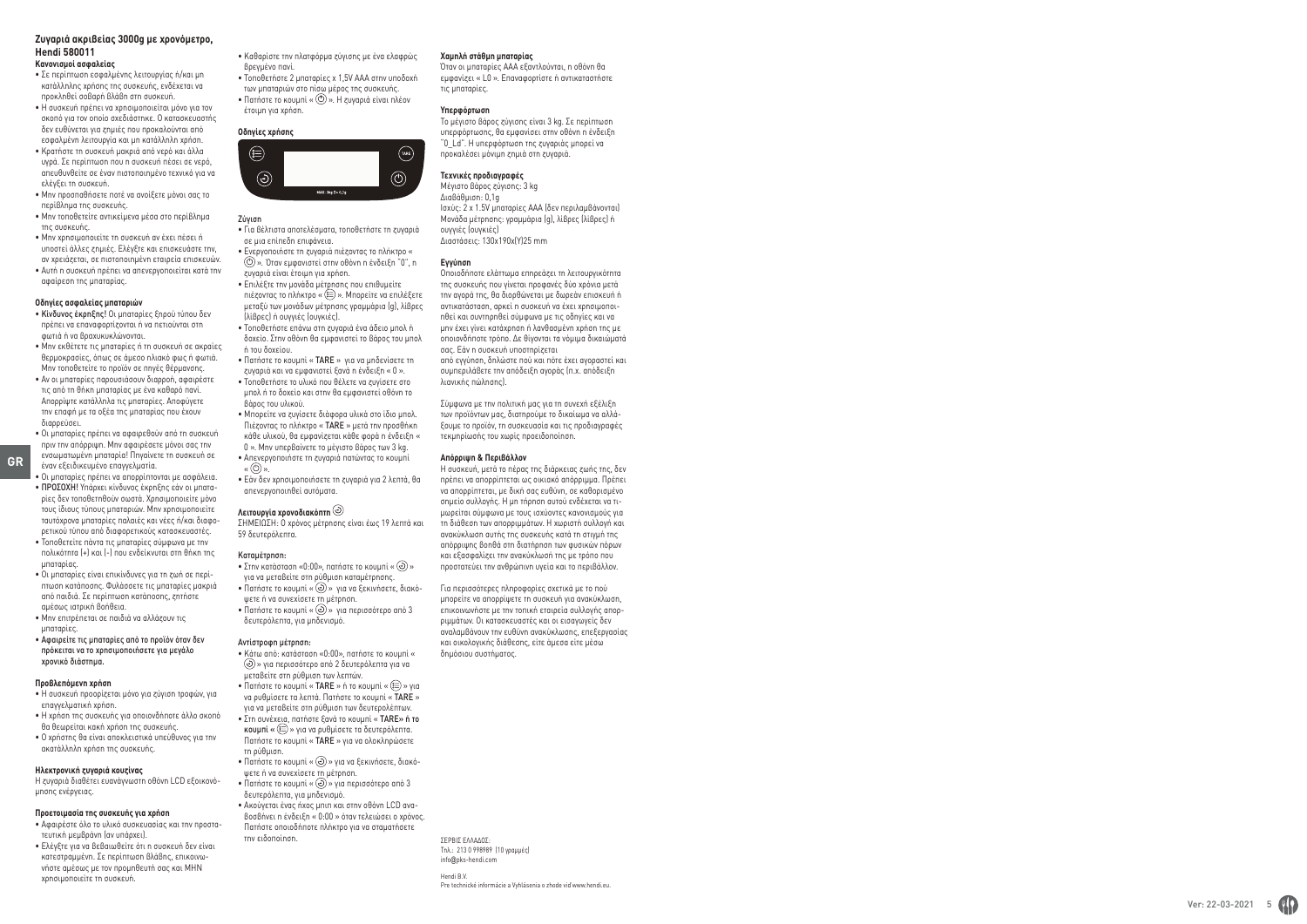## Ζυγαριά ακριβείας 3000g με χρονόμετρο, Hendi 580011

### Κανονισμοί ασφαλείας

- Σε περίπτωση εσφαλμένης λειτουργίας ή/και μη κατάλληλης χρήσης της συσκευής, ενδέχεται να προκληθεί σοβαρή βλάβη στη συσκευή.
- Η συσκευή πρέπει να χρησιμοποιείται μόνο για τον σκοπό για τον οποίο σχεδιάστηκε. Ο κατασκευαστής δεν ευθύνεται για ζημιές που προκαλούνται από εσφαλμένη λειτουργία και μη κατάλληλη χρήση.
- Κρατήστε τη συσκευή μακριά από νερό και άλλα υγρά. Σε περίπτωση που η συσκευή πέσει σε νερό, απευθυνθείτε σε έναν πιστοποιημένο τεχνικό για να ελέγξει τη συσκευή.
- Μην προσπαθήσετε ποτέ να ανοίξετε μόνοι σας το περίβλημα της συσκευής.
- Μην τοποθετείτε αντικείμενα μέσα στο περίβλημα της συσκευής.
- Μην χρησιμοποιείτε τη συσκευή αν έχει πέσει ή υποστεί άλλες ζημιές. Ελέγξτε και επισκευάστε την, αν χρειάζεται, σε πιστοποιημένη εταιρεία επισκευών.
- Αυτή η συσκευή πρέπει να απενεργοποιείται κατά την αφαίρεση της μπαταρίας.

### Οδηγίες ασφαλείας μπαταριών

- **Κίνδυνος έκρηξης!** Οι μπαταρίες ξηρού τύπου δεν πρέπει να επαναφορτίζονται ή να πετιούνται στη φωτιά ή να βραχυκυκλώνονται.
- Μην εκθέτετε τις μπαταρίες ή τη συσκευή σε ακραίες θερμοκρασίες, όπως σε άμεσο ηλιακό φως ή φωτιά. Μην τοποθετείτε το προϊόν σε πηγές θέρμανσης.
- Αν οι μπαταρίες παρουσιάσουν διαρροή, αφαιρέστε τις από τη θήκη μπαταρίας με ένα καθαρό πανί. Απορρίψτε κατάλληλα τις μπαταρίες. Αποφύγετε την επαφή με τα οξέα της μπαταρίας που έχουν διαρρεύσει.
- Οι μπαταρίες πρέπει να αφαιρεθούν από τη συσκευή πριν την απόρριψη. Μην αφαιρέσετε μόνοι σας την ενσωματωμένη μπαταρία! Πηγαίνετε τη συσκευή σε έναν εξειδικευμένο επαγγελματία.
- Οι μπαταρίες πρέπει να απορρίπτονται με ασφάλεια.
- ΠΡΟΣΟΧΗ! Υπάρχει κίνδυνος έκρηξης εάν οι μπαταρίες δεν τοποθετηθούν σωστά. Χρησιμοποιείτε μόνο τους ίδιους τύπους μπαταριών. Μην χρησιμοποιείτε ταυτόχρονα μπαταρίες παλαιές και νέες ή/και διαφορετικού τύπου από διαφορετικούς κατασκευαστές.
- Τοποθετείτε πάντα τις μπαταρίες σύμφωνα με την πολικότητα (+) και (-) που ενδείκνυται στη θήκη της μπαταρίας.
- Οι μπαταρίες είναι επικίνδυνες για τη ζωή σε περίπτωση κατάποσης. Φυλάσσετε τις μπαταρίες μακριά από παιδιά. Σε περίπτωση κατάποσης, ζητήστε αμέσως ιατρική βοήθεια.
- Μην επιτρέπετε σε παιδιά να αλλάζουν τις μπαταρίες.
- **Αφαιρείτε τις μπαταρίες από το προϊόν όταν δεν πρόκειται να το χρησιμοποιήσετε για μεγάλο χρονικό διάστημα.**

### Προβλεπόμενη χρήση

- Η συσκευή προορίζεται μόνο για ζύγιση τροφών, για επαγγελματική χρήση.
- Η χρήση της συσκευής για οποιονδήποτε άλλο σκοπό θα θεωρείται κακή χρήση της συσκευής.
- Ο χρήστης θα είναι αποκλειστικά υπεύθυνος για την ακατάλληλη χρήση της συσκευής.

### Ηλεκτρονική ζυγαριά κουζίνας

Η ζυγαριά διαθέτει ευανάγνωστη οθόνη LCD εξοικονόμησης ενέργειας.

### Προετοιμασία της συσκευής για χρήση

- Αφαιρέστε όλο το υλικό συσκευασίας και την προστατευτική μεμβράνη (αν υπάρχει).
- Ελέγξτε για να βεβαιωθείτε ότι η συσκευή δεν είναι κατεστραμμένη. Σε περίπτωση βλάβης, επικοινωνήστε αμέσως με τον προμηθευτή σας και ΜΗΝ χρησιμοποιείτε τη συσκευή.
- Καθαρίστε την πλατφόρμα ζύγισης με ένα ελαφρώς βρεγμένο πανί.
- Τοποθετήστε 2 μπαταρίες x 1,5V AAA στην υποδοχή των μπαταριών στο πίσω μέρος της συσκευής.
- Πατήστε το κουμπί « ⏻ ». Η ζυγαριά είναι πλέον έτοιμη για χρήση.

### Οδηγίες χρήσης

MAX 3kg D=0,1g

### Ζύγιση

- Για βέλτιστα αποτελέσματα, τοποθετήστε τη ζυγαριά σε μια επίπεδη επιφάνεια.
- Ενεργοποιήστε τη ζυγαριά πιέζοντας το πλήκτρο « ⏻ ». Όταν εμφανιστεί στην οθόνη η ένδειξη "0", η ζυγαριά είναι έτοιμη για χρήση.
- Επιλέξτε την μονάδα μέτρησης που επιθυμείτε πιέζοντας το πλήκτρο « ☰ ». Μπορείτε να επιλέξετε μεταξύ των μονάδων μέτρησης γραμμάρια (g), λίβρες (λίβρες) ή ουγγιές (ουγκιές).
- Τοποθετήστε επάνω στη ζυγαριά ένα άδειο μπολ ή δοχείο. Στην οθόνη θα εμφανιστεί το βάρος του μπολ ή του δοχείου.
- Πατήστε το κουμπί « TARE » για να μηδενίσετε τη ζυγαριά και να εμφανιστεί ξανά η ένδειξη « 0 ».
- Τοποθετήστε το υλικό που θέλετε να ζυγίσετε στο μπολ ή το δοχείο και στην θα εμφανιστεί οθόνη το βάρος του υλικού.
- Μπορείτε να ζυγίσετε διάφορα υλικά στο ίδιο μπολ. Πιέζοντας το πλήκτρο « TARE » μετά την προσθήκη κάθε υλικού, θα εμφανίζεται κάθε φορά η ένδειξη « 0 ». Μην υπερβαίνετε το μέγιστο βάρος των 3 kg.
- Απενεργοποιήστε τη ζυγαριά πατώντας το κουμπί « ⏻ ».
- Εάν δεν χρησιμοποιήσετε τη ζυγαριά για 2 λεπτά, θα απενεργοποιηθεί αυτόματα.

### Λειτουργία χρονοδιακόπτη

ΣΗΜΕΙΩΣΗ: Ο χρόνος μέτρησης είναι έως 19 λεπτά και 59 δευτερόλεπτα.

#### Καταμέτρηση:

- Στην κατάσταση «0:00», πατήστε το κουμπί « ⏲ » για να μεταβείτε στη ρύθμιση καταμέτρησης.
- Πατήστε το κουμπί « ⏲ » για να ξεκινήσετε, διακόψετε ή να συνεχίσετε τη μέτρηση.
- Πατήστε το κουμπί « ⏲ » για περισσότερο από 3 δευτερόλεπτα, για μηδενισμό.

#### Αντίστροφη μέτρηση:

- Κάτω από: κατάσταση «0:00», πατήστε το κουμπί « ⏲ » για περισσότερο από 2 δευτερόλεπτα για να μεταβείτε στη ρύθμιση των λεπτών.
- Πατήστε το κουμπί « TARE » ή το κουμπί « ☰ » για να ρυθμίσετε τα λεπτά. Πατήστε το κουμπί « TARE » για να μεταβείτε στη ρύθμιση των δευτερολέπτων.
- Στη συνέχεια, πατήστε ξανά το κουμπί « TARE» ή το κουμπί « ☰ » για να ρυθμίσετε τα δευτερόλεπτα. Πατήστε το κουμπί « TARE » για να ολοκληρώσετε τη ρύθμιση.
- Πατήστε το κουμπί « ⏲ » για να ξεκινήσετε, διακόψετε ή να συνεχίσετε τη μέτρηση.
- Πατήστε το κουμπί « ⏲ » για περισσότερο από 3 δευτερόλεπτα, για μηδενισμό.
- Ακούγεται ένας ήχος μπιπ και στην οθόνη LCD αναβοσβήνει η ένδειξη « 0:00 » όταν τελειώσει ο χρόνος. Πατήστε οποιοδήποτε πλήκτρο για να σταματήσετε την ειδοποίηση.

### Χαμηλή στάθμη μπαταρίας

Όταν οι μπαταρίες AAA εξαντλούνται, η οθόνη θα εμφανίζει « LO ». Επαναφορτίστε ή αντικαταστήστε τις μπαταρίες.

### Υπερφόρτωση

Το μέγιστο βάρος ζύγισης είναι 3 kg. Σε περίπτωση υπερφόρτωσης, θα εμφανίσει στην οθόνη η ένδειξη "0_Ld". Η υπερφόρτωση της ζυγαριάς μπορεί να προκαλέσει μόνιμη ζημιά στη ζυγαριά.

### Τεχνικές προδιαγραφές

Μέγιστο βάρος ζύγισης: 3 kg
Διαβάθμιση: 0,1g
Ισχύς: 2 x 1.5V μπαταρίες AAA (δεν περιλαμβάνονται)
Μονάδα μέτρησης: γραμμάρια (g), λίβρες (λίβρες) ή ουγγιές (ουγκιές)
Διαστάσεις: 130x190x(Υ)25 mm

### Εγγύηση

Οποιοδήποτε ελάττωμα επηρεάζει τη λειτουργικότητα της συσκευής που γίνεται προφανές δύο χρόνια μετά την αγορά της, θα διορθώνεται με δωρεάν επισκευή ή αντικατάσταση, αρκεί η συσκευή να έχει χρησιμοποιηθεί και συντηρηθεί σύμφωνα με τις οδηγίες και να μην έχει γίνει κατάχρηση ή λανθασμένη χρήση της με οποιονδήποτε τρόπο. Δε θίγονται τα νόμιμα δικαιώματά σας. Εάν η συσκευή υποστηρίζεται από εγγύηση, δηλώστε πού και πότε έχει αγοραστεί και συμπεριλάβετε την απόδειξη αγοράς (π.χ. απόδειξη λιανικής πώλησης).

Σύμφωνα με την πολιτική μας για τη συνεχή εξέλιξη των προϊόντων μας, διατηρούμε το δικαίωμα να αλλάξουμε το προϊόν, τη συσκευασία και τις προδιαγραφές τεκμηρίωσης του χωρίς προειδοποίηση.

### Απόρριψη & Περιβάλλον

Η συσκευή, μετά το πέρας της διάρκειας ζωής της, δεν πρέπει να απορρίπτεται ως οικιακό απόρριμμα. Πρέπει να απορρίπτεται, με δική σας ευθύνη, σε καθορισμένο σημείο συλλογής. Η μη τήρηση αυτού ενδέχεται να τιμωρείται σύμφωνα με τους ισχύοντες κανονισμούς για τη διάθεση των απορριμμάτων. Η χωριστή συλλογή και ανακύκλωση αυτής της συσκευής κατά τη στιγμή της απόρριψης βοηθά στη διατήρηση των φυσικών πόρων και εξασφαλίζει την ανακύκλωσή της με τρόπο που προστατεύει την ανθρώπινη υγεία και το περιβάλλον.

Για περισσότερες πληροφορίες σχετικά με το πού μπορείτε να απορρίψετε τη συσκευή για ανακύκλωση, επικοινωνήστε με την τοπική εταιρεία συλλογής απορριμμάτων. Οι κατασκευαστές και οι εισαγωγείς δεν αναλαμβάνουν την ευθύνη ανακύκλωσης, επεξεργασίας και οικολογικής διάθεσης, είτε άμεσα είτε μέσω δημόσιου συστήματος.

ΣΕΡΒΙΣ ΕΛΛΑΔΟΣ:
Τηλ.: 213 0 998989 (10 γραμμές)
info@pks-hendi.com

Hendi B.V.
Pre technické informácie a Vyhlásenia o zhode viď www.hendi.eu.

Ver: 22-03-2021